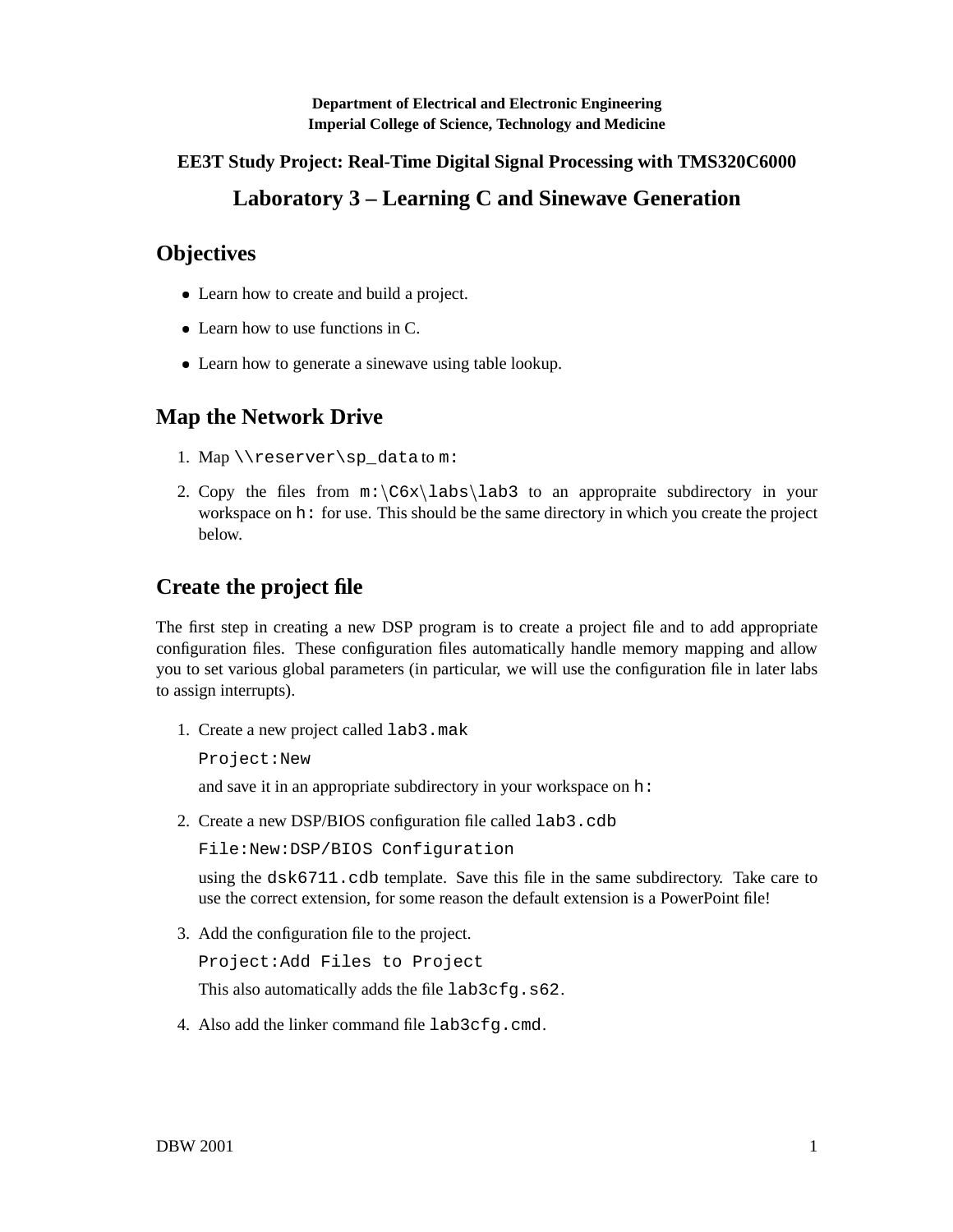**Department of Electrical and Electronic Engineering**
**Imperial College of Science, Technology and Medicine**

**EE3T Study Project: Real-Time Digital Signal Processing with TMS320C6000**

# Laboratory 3 – Learning C and Sinewave Generation

## Objectives

- Learn how to create and build a project.
- Learn how to use functions in C.
- Learn how to generate a sinewave using table lookup.

## Map the Network Drive

1. Map `\\reserver\sp_data` to `m:`
2. Copy the files from `m:\C6x\labs\lab3` to an appropraite subdirectory in your workspace on `h:` for use. This should be the same directory in which you create the project below.

## Create the project file

The first step in creating a new DSP program is to create a project file and to add appropriate configuration files. These configuration files automatically handle memory mapping and allow you to set various global parameters (in particular, we will use the configuration file in later labs to assign interrupts).

1. Create a new project called `lab3.mak`

   `Project:New`

   and save it in an appropriate subdirectory in your workspace on `h:`

2. Create a new DSP/BIOS configuration file called `lab3.cdb`

   `File:New:DSP/BIOS Configuration`

   using the `dsk6711.cdb` template. Save this file in the same subdirectory. Take care to use the correct extension, for some reason the default extension is a PowerPoint file!

3. Add the configuration file to the project.

   `Project:Add Files to Project`

   This also automatically adds the file `lab3cfg.s62`.

4. Also add the linker command file `lab3cfg.cmd`.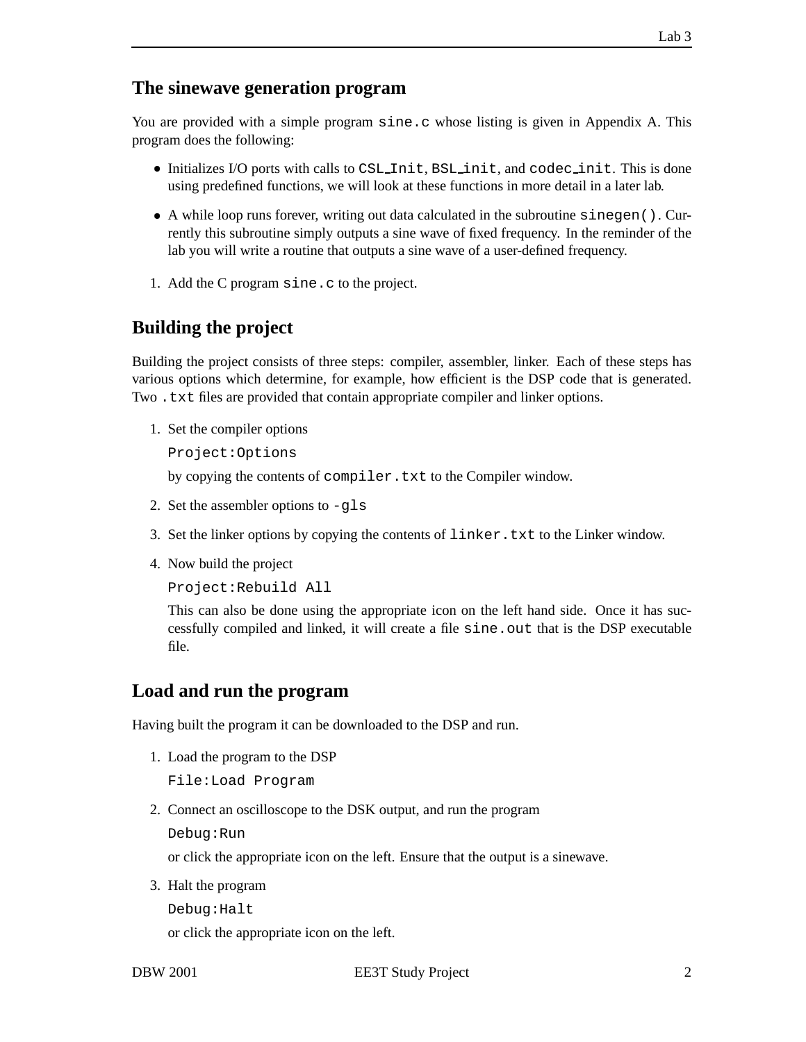## The sinewave generation program

You are provided with a simple program `sine.c` whose listing is given in Appendix A. This program does the following:

- Initializes I/O ports with calls to `CSL_Init`, `BSL_init`, and `codec_init`. This is done using predefined functions, we will look at these functions in more detail in a later lab.
- A while loop runs forever, writing out data calculated in the subroutine `sinegen()`. Currently this subroutine simply outputs a sine wave of fixed frequency. In the reminder of the lab you will write a routine that outputs a sine wave of a user-defined frequency.

1. Add the C program `sine.c` to the project.

## Building the project

Building the project consists of three steps: compiler, assembler, linker. Each of these steps has various options which determine, for example, how efficient is the DSP code that is generated. Two `.txt` files are provided that contain appropriate compiler and linker options.

1. Set the compiler options

   `Project:Options`

   by copying the contents of `compiler.txt` to the Compiler window.

2. Set the assembler options to `-gls`

3. Set the linker options by copying the contents of `linker.txt` to the Linker window.

4. Now build the project

   `Project:Rebuild All`

   This can also be done using the appropriate icon on the left hand side. Once it has successfully compiled and linked, it will create a file `sine.out` that is the DSP executable file.

## Load and run the program

Having built the program it can be downloaded to the DSP and run.

1. Load the program to the DSP

   `File:Load Program`

2. Connect an oscilloscope to the DSK output, and run the program

   `Debug:Run`

   or click the appropriate icon on the left. Ensure that the output is a sinewave.

3. Halt the program

   `Debug:Halt`

   or click the appropriate icon on the left.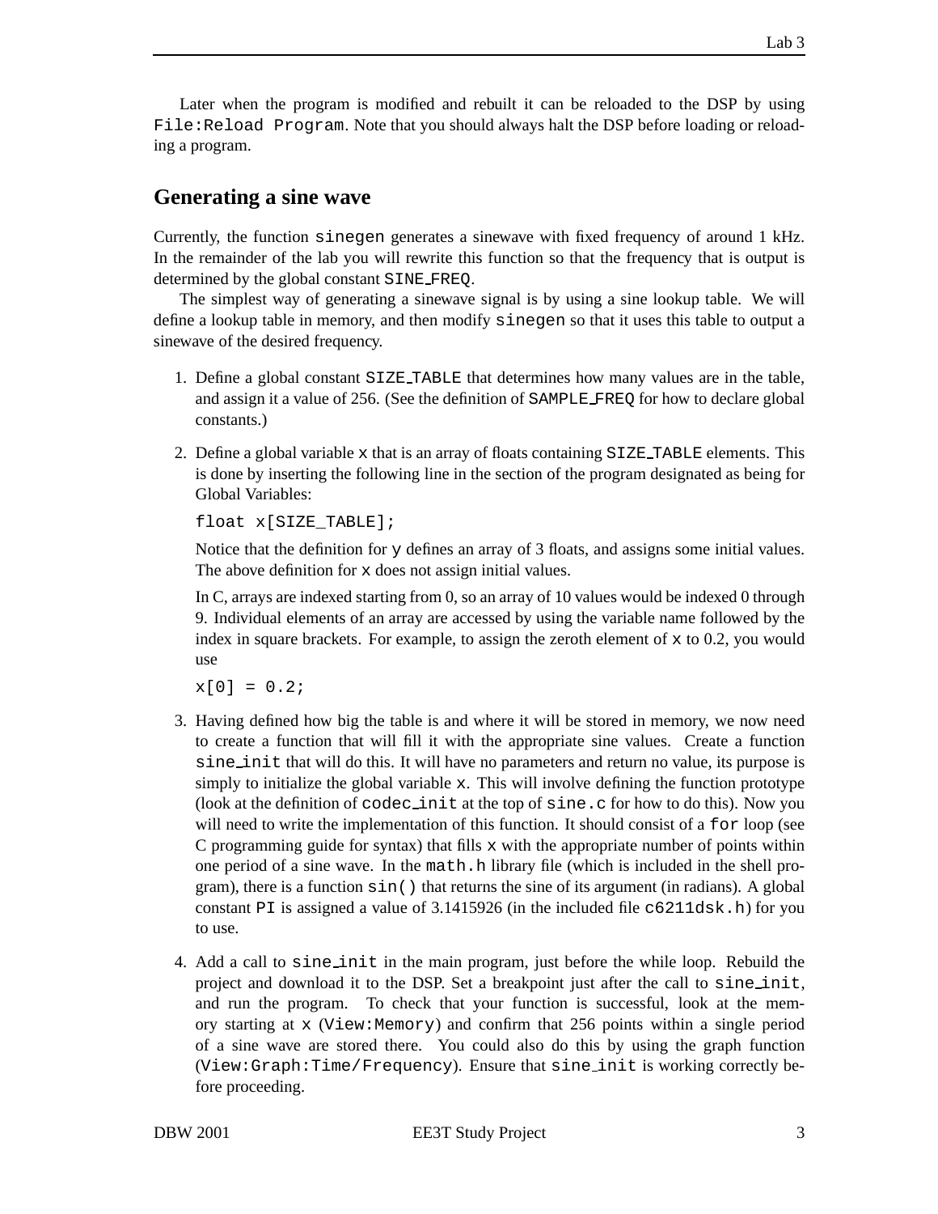Later when the program is modified and rebuilt it can be reloaded to the DSP by using `File:Reload Program`. Note that you should always halt the DSP before loading or reloading a program.

## Generating a sine wave

Currently, the function `sinegen` generates a sinewave with fixed frequency of around 1 kHz. In the remainder of the lab you will rewrite this function so that the frequency that is output is determined by the global constant `SINE_FREQ`.

The simplest way of generating a sinewave signal is by using a sine lookup table. We will define a lookup table in memory, and then modify `sinegen` so that it uses this table to output a sinewave of the desired frequency.

1. Define a global constant `SIZE_TABLE` that determines how many values are in the table, and assign it a value of 256. (See the definition of `SAMPLE_FREQ` for how to declare global constants.)

2. Define a global variable `x` that is an array of floats containing `SIZE_TABLE` elements. This is done by inserting the following line in the section of the program designated as being for Global Variables:

   ```
   float x[SIZE_TABLE];
   ```

   Notice that the definition for `y` defines an array of 3 floats, and assigns some initial values. The above definition for `x` does not assign initial values.

   In C, arrays are indexed starting from 0, so an array of 10 values would be indexed 0 through 9. Individual elements of an array are accessed by using the variable name followed by the index in square brackets. For example, to assign the zeroth element of `x` to 0.2, you would use

   ```
   x[0] = 0.2;
   ```

3. Having defined how big the table is and where it will be stored in memory, we now need to create a function that will fill it with the appropriate sine values. Create a function `sine_init` that will do this. It will have no parameters and return no value, its purpose is simply to initialize the global variable `x`. This will involve defining the function prototype (look at the definition of `codec_init` at the top of `sine.c` for how to do this). Now you will need to write the implementation of this function. It should consist of a `for` loop (see C programming guide for syntax) that fills `x` with the appropriate number of points within one period of a sine wave. In the `math.h` library file (which is included in the shell program), there is a function `sin()` that returns the sine of its argument (in radians). A global constant `PI` is assigned a value of 3.1415926 (in the included file `c6211dsk.h`) for you to use.

4. Add a call to `sine_init` in the main program, just before the while loop. Rebuild the project and download it to the DSP. Set a breakpoint just after the call to `sine_init`, and run the program. To check that your function is successful, look at the memory starting at `x` (`View:Memory`) and confirm that 256 points within a single period of a sine wave are stored there. You could also do this by using the graph function (`View:Graph:Time/Frequency`). Ensure that `sine_init` is working correctly before proceeding.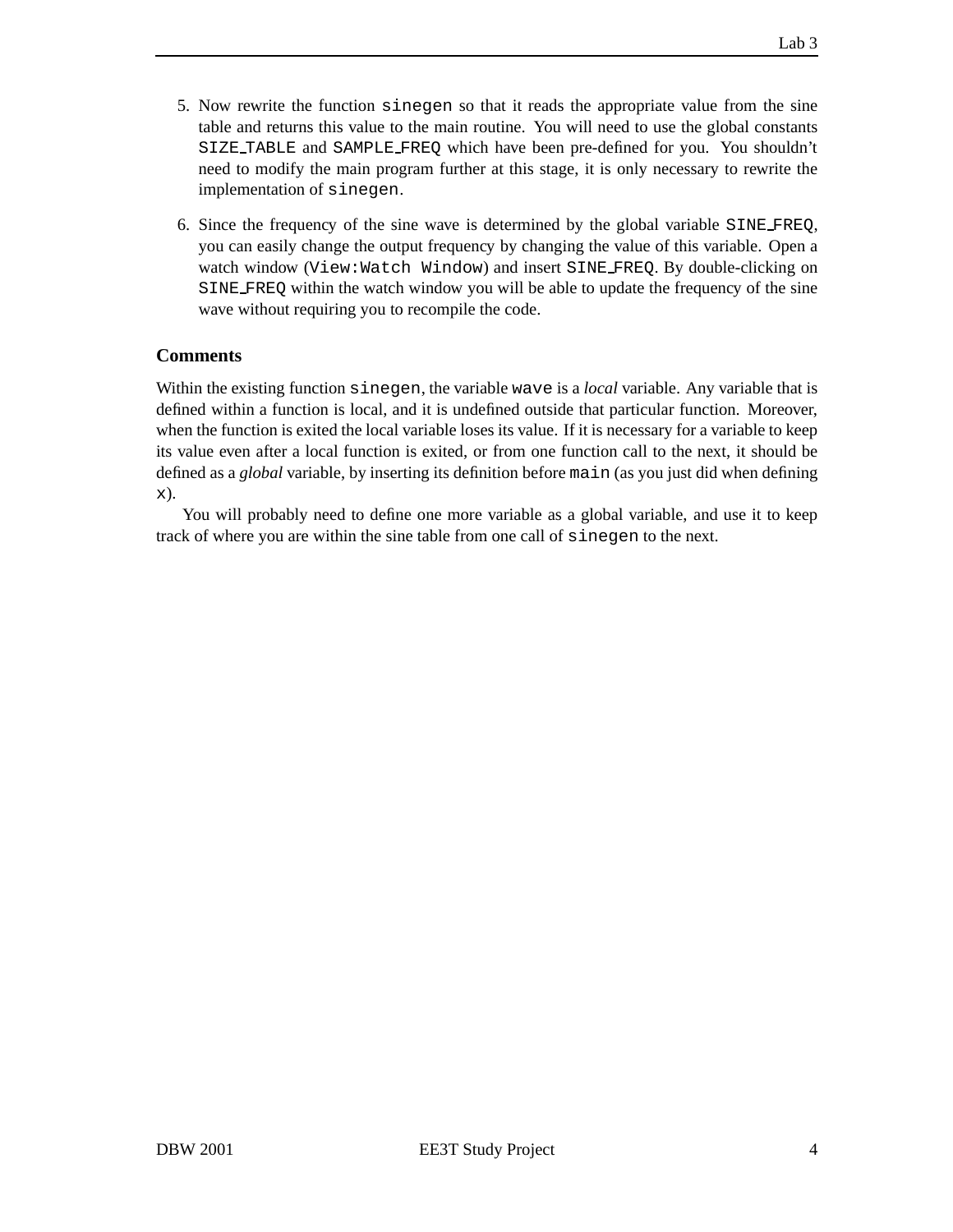5. Now rewrite the function `sinegen` so that it reads the appropriate value from the sine table and returns this value to the main routine. You will need to use the global constants `SIZE_TABLE` and `SAMPLE_FREQ` which have been pre-defined for you. You shouldn't need to modify the main program further at this stage, it is only necessary to rewrite the implementation of `sinegen`.

6. Since the frequency of the sine wave is determined by the global variable `SINE_FREQ`, you can easily change the output frequency by changing the value of this variable. Open a watch window (`View:Watch Window`) and insert `SINE_FREQ`. By double-clicking on `SINE_FREQ` within the watch window you will be able to update the frequency of the sine wave without requiring you to recompile the code.

### Comments

Within the existing function `sinegen`, the variable `wave` is a *local* variable. Any variable that is defined within a function is local, and it is undefined outside that particular function. Moreover, when the function is exited the local variable loses its value. If it is necessary for a variable to keep its value even after a local function is exited, or from one function call to the next, it should be defined as a *global* variable, by inserting its definition before `main` (as you just did when defining `x`).

You will probably need to define one more variable as a global variable, and use it to keep track of where you are within the sine table from one call of `sinegen` to the next.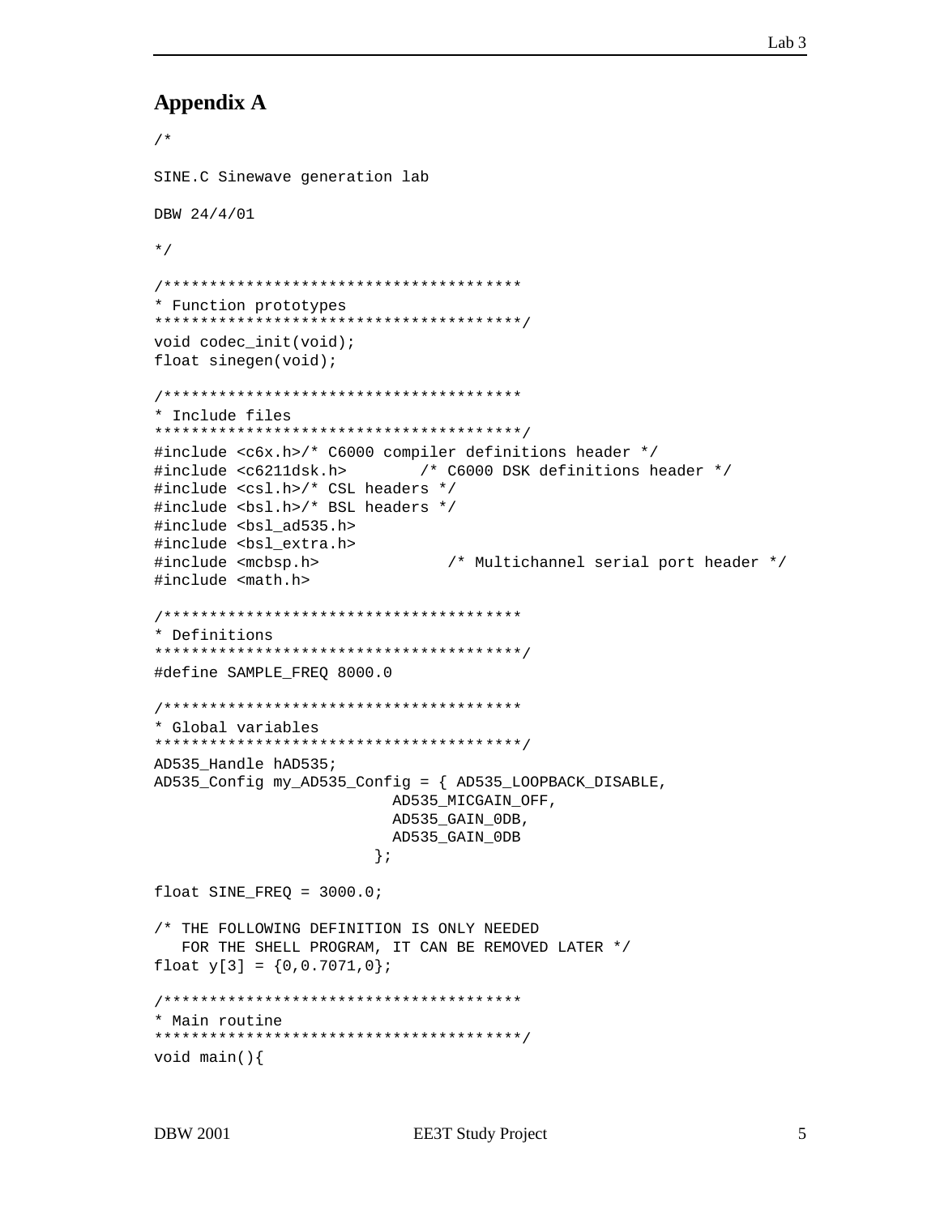## Appendix A

```
/*

SINE.C Sinewave generation lab

DBW 24/4/01

*/

/***************************************
* Function prototypes
****************************************/
void codec_init(void);
float sinegen(void);

/***************************************
* Include files
****************************************/
#include <c6x.h>/* C6000 compiler definitions header */
#include <c6211dsk.h>        /* C6000 DSK definitions header */
#include <csl.h>/* CSL headers */
#include <bsl.h>/* BSL headers */
#include <bsl_ad535.h>
#include <bsl_extra.h>
#include <mcbsp.h>            /* Multichannel serial port header */
#include <math.h>

/***************************************
* Definitions
****************************************/
#define SAMPLE_FREQ 8000.0

/***************************************
* Global variables
****************************************/
AD535_Handle hAD535;
AD535_Config my_AD535_Config = { AD535_LOOPBACK_DISABLE,
                          AD535_MICGAIN_OFF,
                          AD535_GAIN_0DB,
                          AD535_GAIN_0DB
                        };

float SINE_FREQ = 3000.0;

/* THE FOLLOWING DEFINITION IS ONLY NEEDED
   FOR THE SHELL PROGRAM, IT CAN BE REMOVED LATER */
float y[3] = {0,0.7071,0};

/***************************************
* Main routine
****************************************/
void main(){
```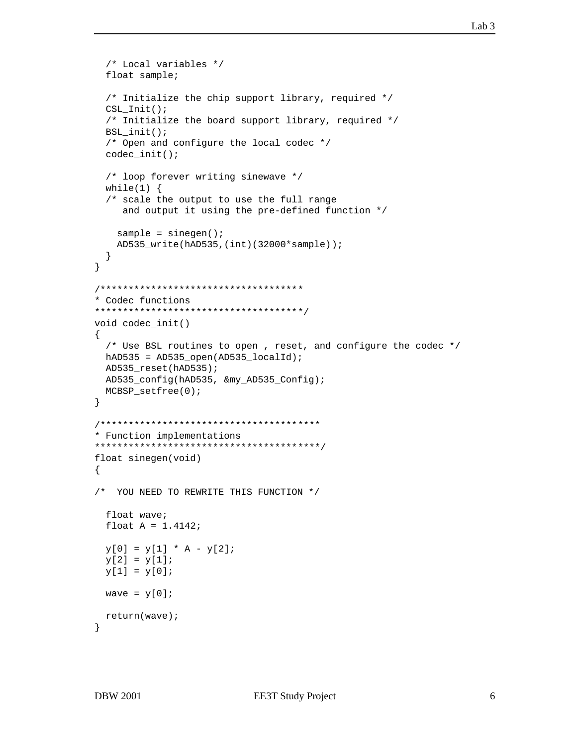```
  /* Local variables */
  float sample;

  /* Initialize the chip support library, required */
  CSL_Init();
  /* Initialize the board support library, required */
  BSL_init();
  /* Open and configure the local codec */
  codec_init();

  /* loop forever writing sinewave */
  while(1) {
  /* scale the output to use the full range
     and output it using the pre-defined function */

    sample = sinegen();
    AD535_write(hAD535,(int)(32000*sample));
  }
}

/************************************
* Codec functions
*************************************/
void codec_init()
{
  /* Use BSL routines to open , reset, and configure the codec */
  hAD535 = AD535_open(AD535_localId);
  AD535_reset(hAD535);
  AD535_config(hAD535, &my_AD535_Config);
  MCBSP_setfree(0);
}

/***************************************
* Function implementations
****************************************/
float sinegen(void)
{

/*  YOU NEED TO REWRITE THIS FUNCTION */

  float wave;
  float A = 1.4142;

  y[0] = y[1] * A - y[2];
  y[2] = y[1];
  y[1] = y[0];

  wave = y[0];

  return(wave);
}
```